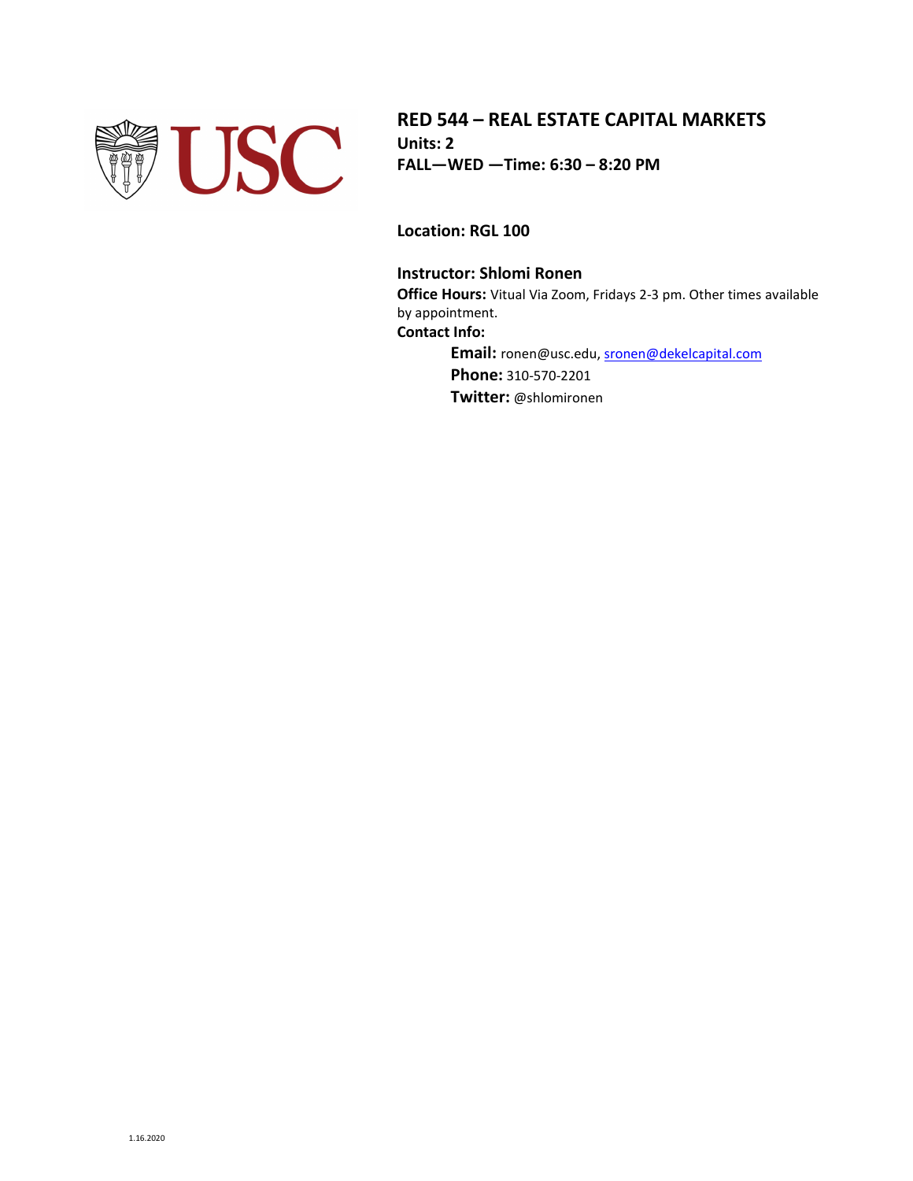# RED 544 – REAL ESTATE CAPITAL MARKETS

**Units: 2**
**FALL—WED —Time: 6:30 – 8:20 PM**

**Location: RGL 100**

**Instructor: Shlomi Ronen**
**Office Hours:** Vitual Via Zoom, Fridays 2-3 pm. Other times available by appointment.
**Contact Info:**

> **Email:** ronen@usc.edu, sronen@dekelcapital.com
> **Phone:** 310-570-2201
> **Twitter:** @shlomironen

1.16.2020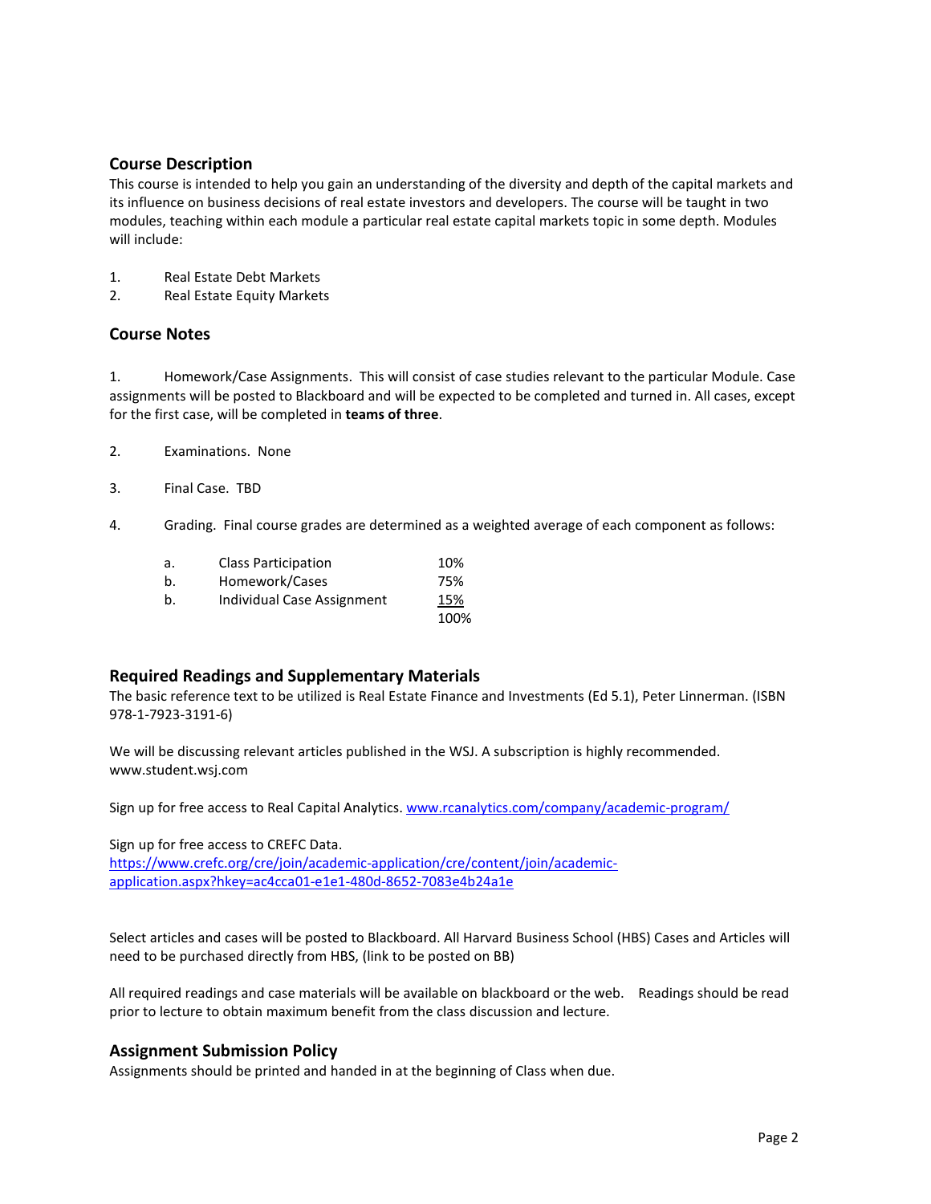## Course Description

This course is intended to help you gain an understanding of the diversity and depth of the capital markets and its influence on business decisions of real estate investors and developers. The course will be taught in two modules, teaching within each module a particular real estate capital markets topic in some depth. Modules will include:

1. Real Estate Debt Markets
2. Real Estate Equity Markets

## Course Notes

1. Homework/Case Assignments. This will consist of case studies relevant to the particular Module. Case assignments will be posted to Blackboard and will be expected to be completed and turned in. All cases, except for the first case, will be completed in **teams of three**.

2. Examinations. None

3. Final Case. TBD

4. Grading. Final course grades are determined as a weighted average of each component as follows:

| | | |
|---|---|---|
| a. | Class Participation | 10% |
| b. | Homework/Cases | 75% |
| b. | Individual Case Assignment | 15% |
| | | 100% |

## Required Readings and Supplementary Materials

The basic reference text to be utilized is Real Estate Finance and Investments (Ed 5.1), Peter Linnerman. (ISBN 978-1-7923-3191-6)

We will be discussing relevant articles published in the WSJ. A subscription is highly recommended. www.student.wsj.com

Sign up for free access to Real Capital Analytics. www.rcanalytics.com/company/academic-program/

Sign up for free access to CREFC Data.
https://www.crefc.org/cre/join/academic-application/cre/content/join/academic-application.aspx?hkey=ac4cca01-e1e1-480d-8652-7083e4b24a1e

Select articles and cases will be posted to Blackboard. All Harvard Business School (HBS) Cases and Articles will need to be purchased directly from HBS, (link to be posted on BB)

All required readings and case materials will be available on blackboard or the web. Readings should be read prior to lecture to obtain maximum benefit from the class discussion and lecture.

## Assignment Submission Policy

Assignments should be printed and handed in at the beginning of Class when due.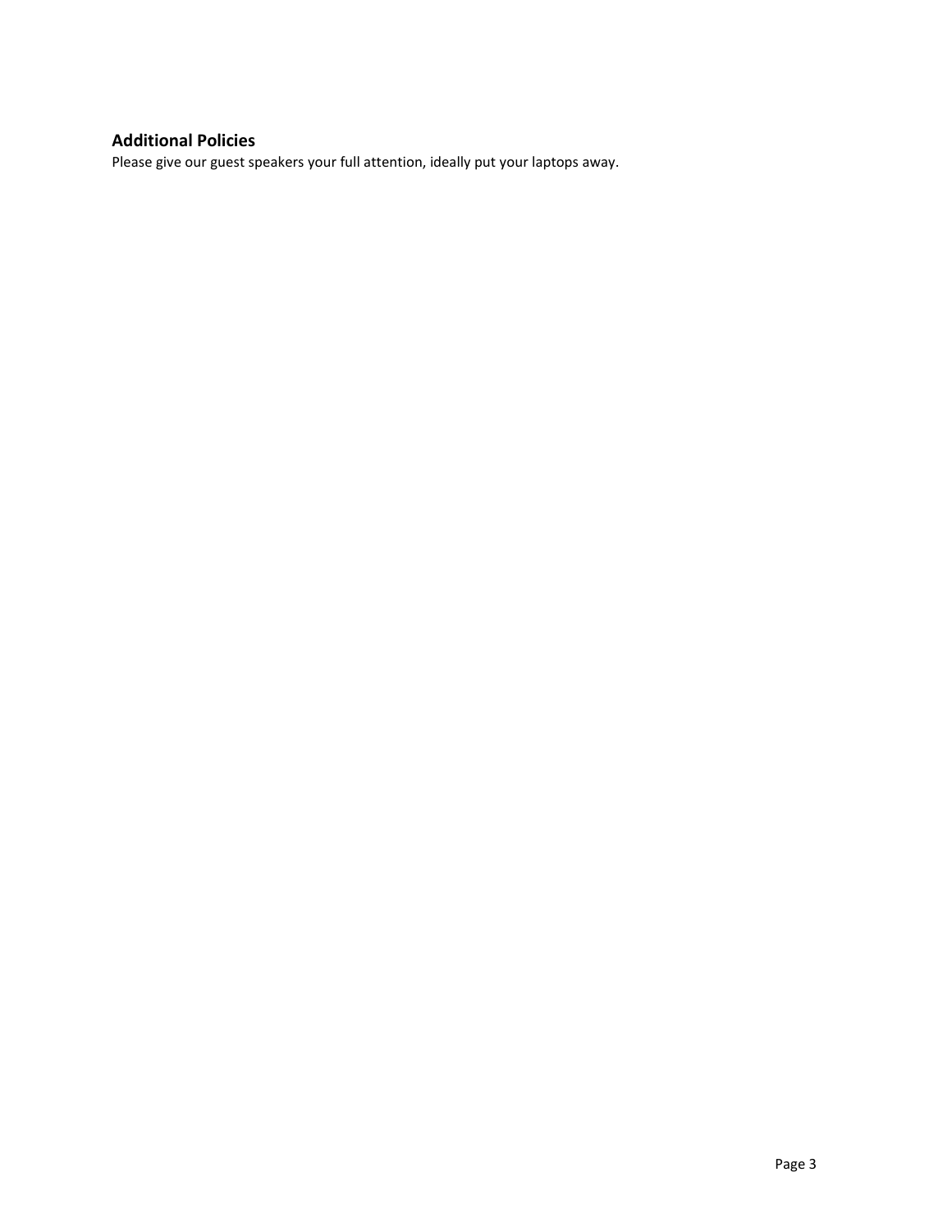### Additional Policies

Please give our guest speakers your full attention, ideally put your laptops away.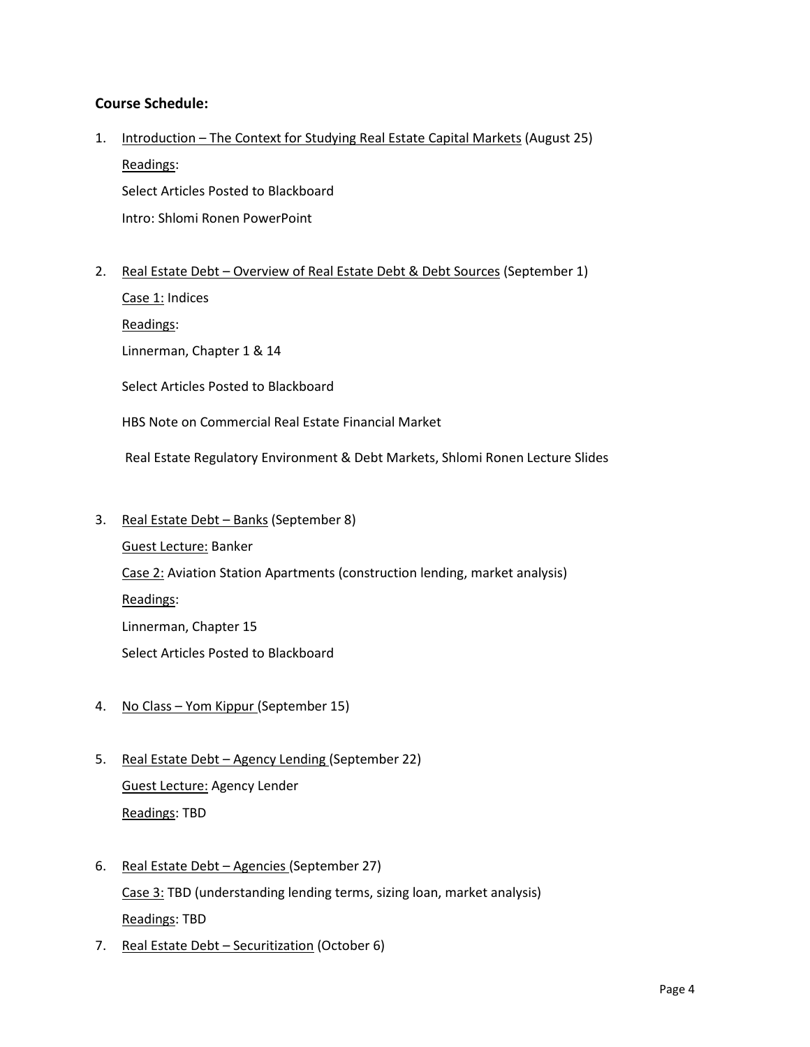**Course Schedule:**

1. Introduction – The Context for Studying Real Estate Capital Markets (August 25)

   Readings:

   Select Articles Posted to Blackboard

   Intro: Shlomi Ronen PowerPoint

2. Real Estate Debt – Overview of Real Estate Debt & Debt Sources (September 1)

   Case 1: Indices

   Readings:

   Linnerman, Chapter 1 & 14

   Select Articles Posted to Blackboard

   HBS Note on Commercial Real Estate Financial Market

   Real Estate Regulatory Environment & Debt Markets, Shlomi Ronen Lecture Slides

3. Real Estate Debt – Banks (September 8)

   Guest Lecture: Banker

   Case 2: Aviation Station Apartments (construction lending, market analysis)

   Readings:

   Linnerman, Chapter 15

   Select Articles Posted to Blackboard

4. No Class – Yom Kippur (September 15)

5. Real Estate Debt – Agency Lending (September 22)

   Guest Lecture: Agency Lender

   Readings: TBD

6. Real Estate Debt – Agencies (September 27)

   Case 3: TBD (understanding lending terms, sizing loan, market analysis)

   Readings: TBD

7. Real Estate Debt – Securitization (October 6)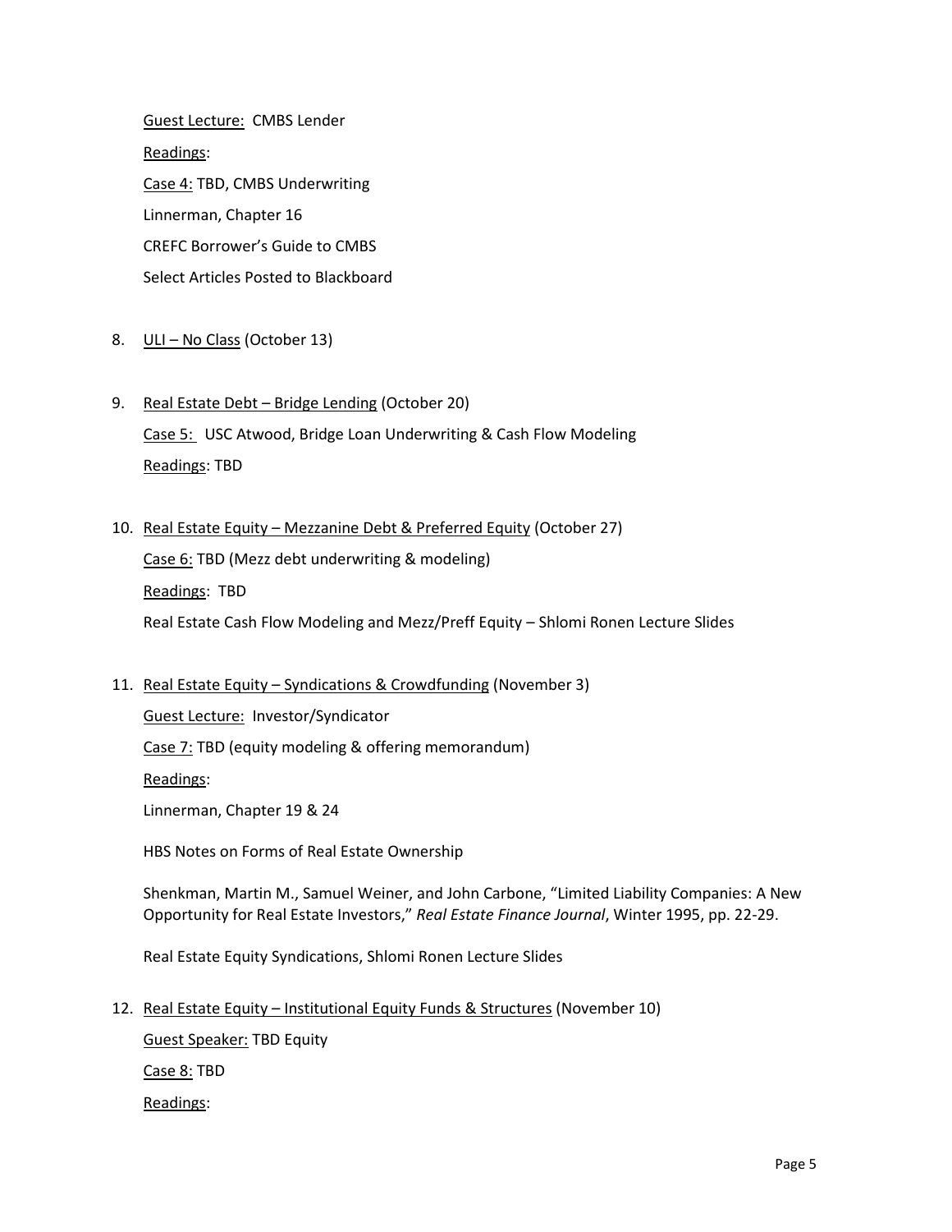Guest Lecture: CMBS Lender

Readings:

Case 4: TBD, CMBS Underwriting

Linnerman, Chapter 16

CREFC Borrower's Guide to CMBS

Select Articles Posted to Blackboard

8. ULI – No Class (October 13)

9. Real Estate Debt – Bridge Lending (October 20)

   Case 5: USC Atwood, Bridge Loan Underwriting & Cash Flow Modeling

   Readings: TBD

10. Real Estate Equity – Mezzanine Debt & Preferred Equity (October 27)

    Case 6: TBD (Mezz debt underwriting & modeling)

    Readings: TBD

    Real Estate Cash Flow Modeling and Mezz/Preff Equity – Shlomi Ronen Lecture Slides

11. Real Estate Equity – Syndications & Crowdfunding (November 3)

    Guest Lecture: Investor/Syndicator

    Case 7: TBD (equity modeling & offering memorandum)

    Readings:

    Linnerman, Chapter 19 & 24

    HBS Notes on Forms of Real Estate Ownership

    Shenkman, Martin M., Samuel Weiner, and John Carbone, "Limited Liability Companies: A New Opportunity for Real Estate Investors," *Real Estate Finance Journal*, Winter 1995, pp. 22-29.

    Real Estate Equity Syndications, Shlomi Ronen Lecture Slides

12. Real Estate Equity – Institutional Equity Funds & Structures (November 10)

    Guest Speaker: TBD Equity

    Case 8: TBD

    Readings: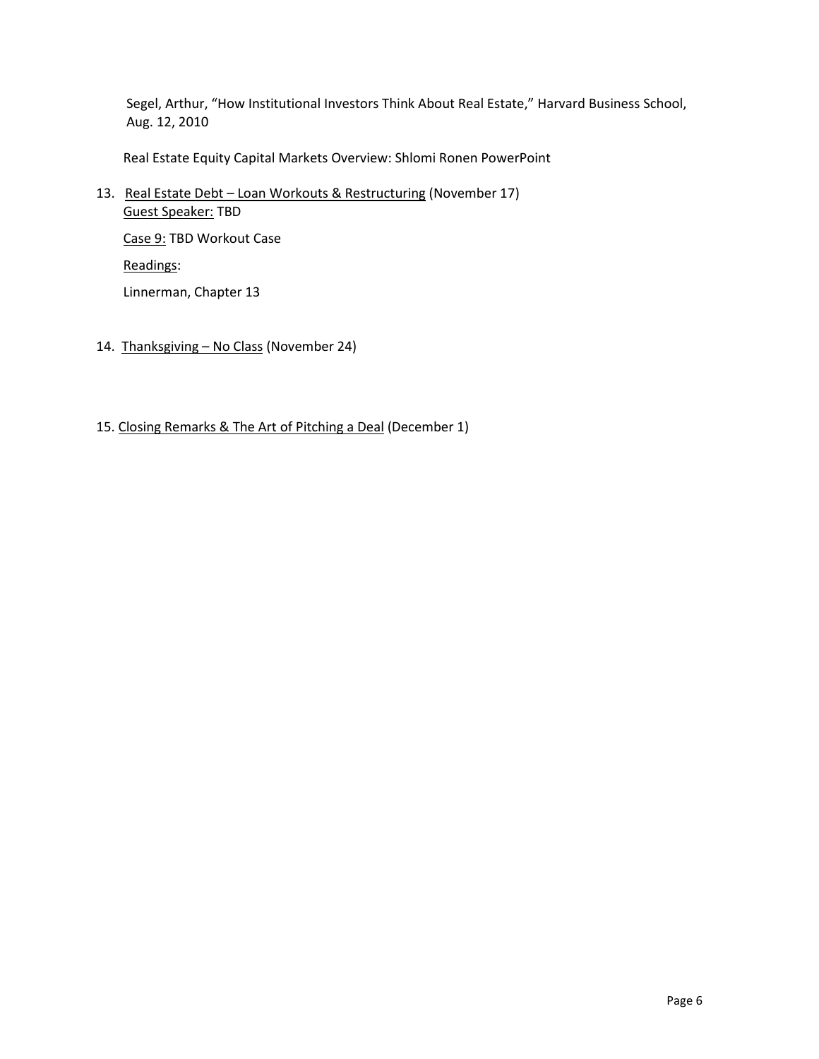Segel, Arthur, "How Institutional Investors Think About Real Estate," Harvard Business School, Aug. 12, 2010

Real Estate Equity Capital Markets Overview: Shlomi Ronen PowerPoint

13. Real Estate Debt – Loan Workouts & Restructuring (November 17)

    Guest Speaker: TBD

    Case 9: TBD Workout Case

    Readings:

    Linnerman, Chapter 13

14. Thanksgiving – No Class (November 24)

15. Closing Remarks & The Art of Pitching a Deal (December 1)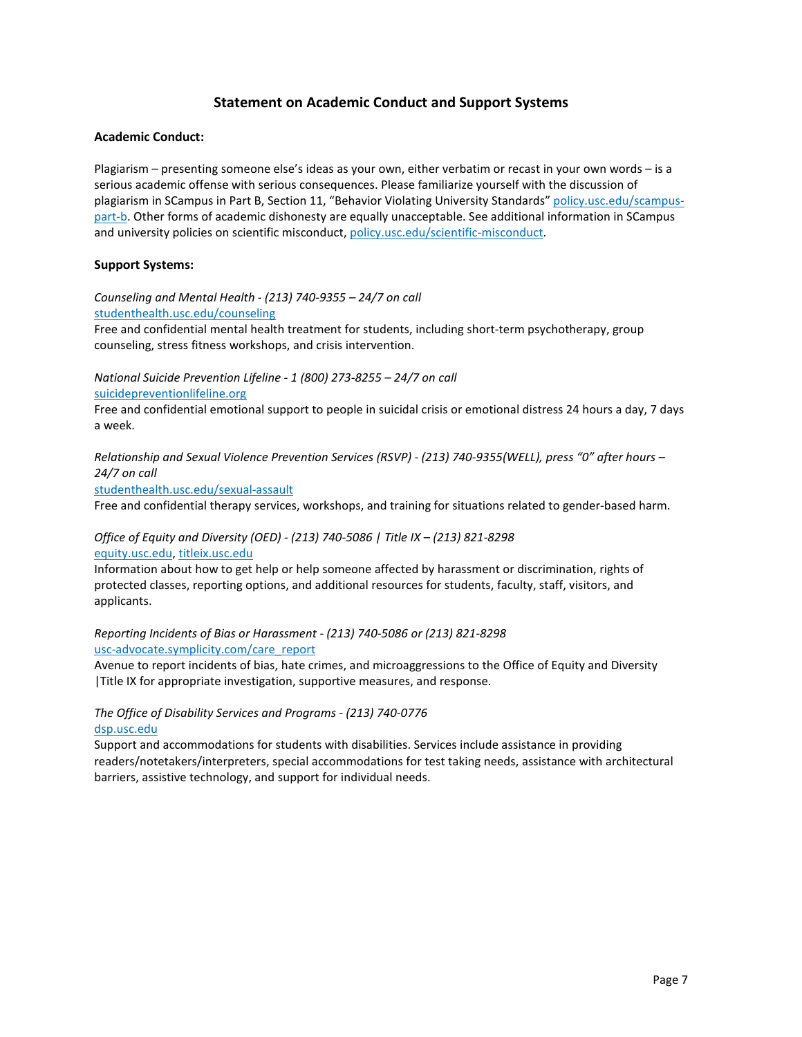## Statement on Academic Conduct and Support Systems

**Academic Conduct:**

Plagiarism – presenting someone else's ideas as your own, either verbatim or recast in your own words – is a serious academic offense with serious consequences. Please familiarize yourself with the discussion of plagiarism in SCampus in Part B, Section 11, "Behavior Violating University Standards" policy.usc.edu/scampus-part-b. Other forms of academic dishonesty are equally unacceptable. See additional information in SCampus and university policies on scientific misconduct, policy.usc.edu/scientific-misconduct.

**Support Systems:**

*Counseling and Mental Health - (213) 740-9355 – 24/7 on call*
studenthealth.usc.edu/counseling
Free and confidential mental health treatment for students, including short-term psychotherapy, group counseling, stress fitness workshops, and crisis intervention.

*National Suicide Prevention Lifeline - 1 (800) 273-8255 – 24/7 on call*
suicidepreventionlifeline.org
Free and confidential emotional support to people in suicidal crisis or emotional distress 24 hours a day, 7 days a week.

*Relationship and Sexual Violence Prevention Services (RSVP) - (213) 740-9355(WELL), press "0" after hours – 24/7 on call*
studenthealth.usc.edu/sexual-assault
Free and confidential therapy services, workshops, and training for situations related to gender-based harm.

*Office of Equity and Diversity (OED) - (213) 740-5086 | Title IX – (213) 821-8298*
equity.usc.edu, titleix.usc.edu
Information about how to get help or help someone affected by harassment or discrimination, rights of protected classes, reporting options, and additional resources for students, faculty, staff, visitors, and applicants.

*Reporting Incidents of Bias or Harassment - (213) 740-5086 or (213) 821-8298*
usc-advocate.symplicity.com/care_report
Avenue to report incidents of bias, hate crimes, and microaggressions to the Office of Equity and Diversity |Title IX for appropriate investigation, supportive measures, and response.

*The Office of Disability Services and Programs - (213) 740-0776*
dsp.usc.edu
Support and accommodations for students with disabilities. Services include assistance in providing readers/notetakers/interpreters, special accommodations for test taking needs, assistance with architectural barriers, assistive technology, and support for individual needs.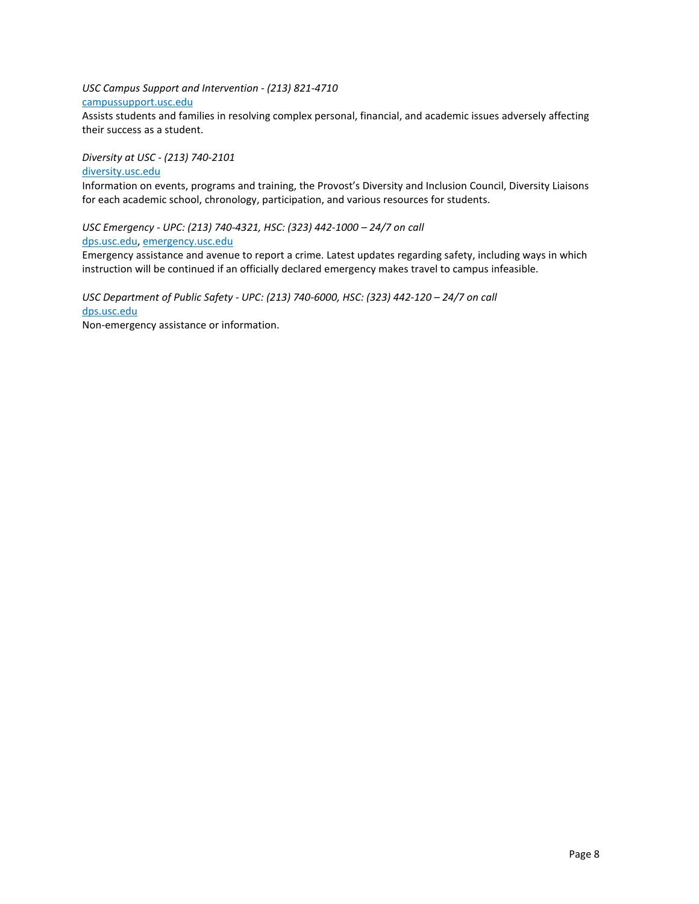*USC Campus Support and Intervention - (213) 821-4710*
[campussupport.usc.edu](campussupport.usc.edu)
Assists students and families in resolving complex personal, financial, and academic issues adversely affecting their success as a student.

*Diversity at USC - (213) 740-2101*
[diversity.usc.edu](diversity.usc.edu)
Information on events, programs and training, the Provost's Diversity and Inclusion Council, Diversity Liaisons for each academic school, chronology, participation, and various resources for students.

*USC Emergency - UPC: (213) 740-4321, HSC: (323) 442-1000 – 24/7 on call*
[dps.usc.edu](dps.usc.edu), [emergency.usc.edu](emergency.usc.edu)
Emergency assistance and avenue to report a crime. Latest updates regarding safety, including ways in which instruction will be continued if an officially declared emergency makes travel to campus infeasible.

*USC Department of Public Safety - UPC: (213) 740-6000, HSC: (323) 442-120 – 24/7 on call*
[dps.usc.edu](dps.usc.edu)
Non-emergency assistance or information.